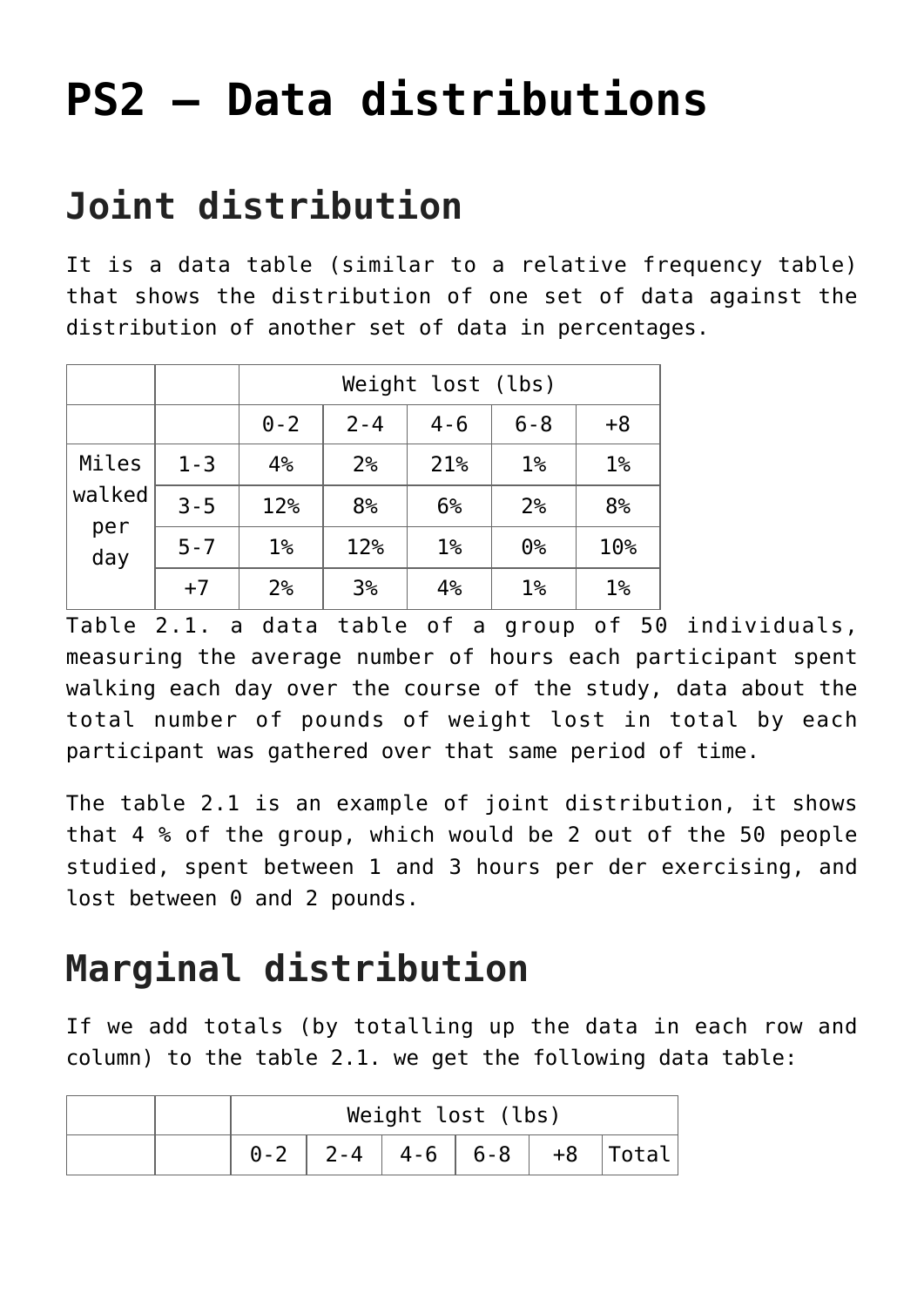# PS2 – Data distributions

## Joint distribution

It is a data table (similar to a relative frequency table) that shows the distribution of one set of data against the distribution of another set of data in percentages.

| | | Weight lost (lbs) | | | | |
|---|---|---|---|---|---|---|
| | | 0-2 | 2-4 | 4-6 | 6-8 | +8 |
| Miles walked per day | 1-3 | 4% | 2% | 21% | 1% | 1% |
| | 3-5 | 12% | 8% | 6% | 2% | 8% |
| | 5-7 | 1% | 12% | 1% | 0% | 10% |
| | +7 | 2% | 3% | 4% | 1% | 1% |

Table 2.1. a data table of a group of 50 individuals, measuring the average number of hours each participant spent walking each day over the course of the study, data about the total number of pounds of weight lost in total by each participant was gathered over that same period of time.

The table 2.1 is an example of joint distribution, it shows that 4 % of the group, which would be 2 out of the 50 people studied, spent between 1 and 3 hours per der exercising, and lost between 0 and 2 pounds.

## Marginal distribution

If we add totals (by totalling up the data in each row and column) to the table 2.1. we get the following data table:

| | | Weight lost (lbs) | | | | | |
|---|---|---|---|---|---|---|---|
| | | 0-2 | 2-4 | 4-6 | 6-8 | +8 | Total |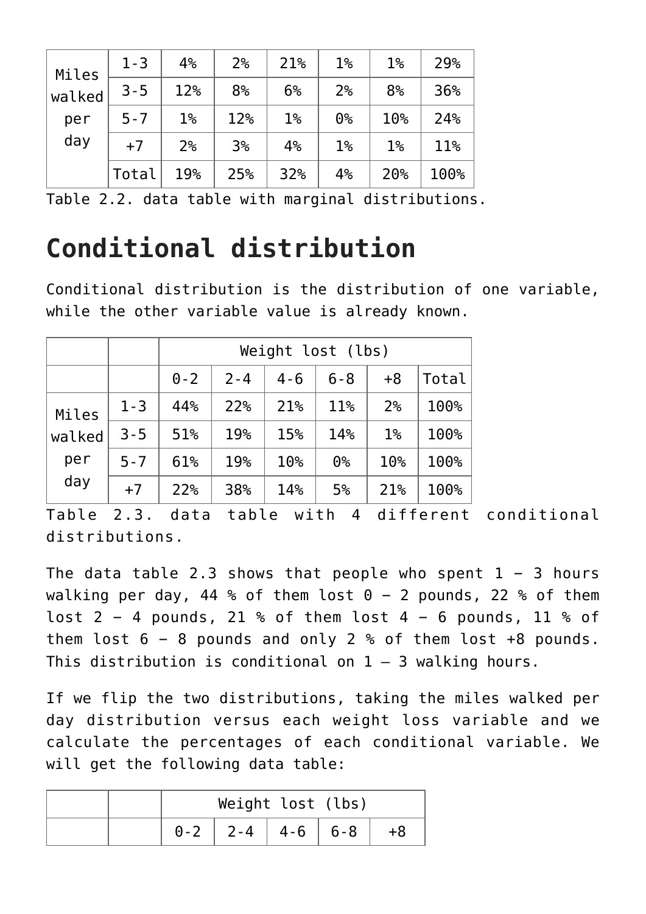| | | | | | | | |
|---|---|---|---|---|---|---|---|
| Miles walked per day | 1-3 | 4% | 2% | 21% | 1% | 1% | 29% |
| | 3-5 | 12% | 8% | 6% | 2% | 8% | 36% |
| | 5-7 | 1% | 12% | 1% | 0% | 10% | 24% |
| | +7 | 2% | 3% | 4% | 1% | 1% | 11% |
| | Total | 19% | 25% | 32% | 4% | 20% | 100% |

Table 2.2. data table with marginal distributions.

# Conditional distribution

Conditional distribution is the distribution of one variable, while the other variable value is already known.

| | | Weight lost (lbs) | | | | | |
|---|---|---|---|---|---|---|---|
| | | 0-2 | 2-4 | 4-6 | 6-8 | +8 | Total |
| Miles walked per day | 1-3 | 44% | 22% | 21% | 11% | 2% | 100% |
| | 3-5 | 51% | 19% | 15% | 14% | 1% | 100% |
| | 5-7 | 61% | 19% | 10% | 0% | 10% | 100% |
| | +7 | 22% | 38% | 14% | 5% | 21% | 100% |

Table 2.3. data table with 4 different conditional distributions.

The data table 2.3 shows that people who spent 1 – 3 hours walking per day, 44 % of them lost 0 – 2 pounds, 22 % of them lost 2 – 4 pounds, 21 % of them lost 4 – 6 pounds, 11 % of them lost 6 – 8 pounds and only 2 % of them lost +8 pounds. This distribution is conditional on 1 – 3 walking hours.

If we flip the two distributions, taking the miles walked per day distribution versus each weight loss variable and we calculate the percentages of each conditional variable. We will get the following data table:

| | | Weight lost (lbs) | | | | |
|---|---|---|---|---|---|---|
| | | 0-2 | 2-4 | 4-6 | 6-8 | +8 |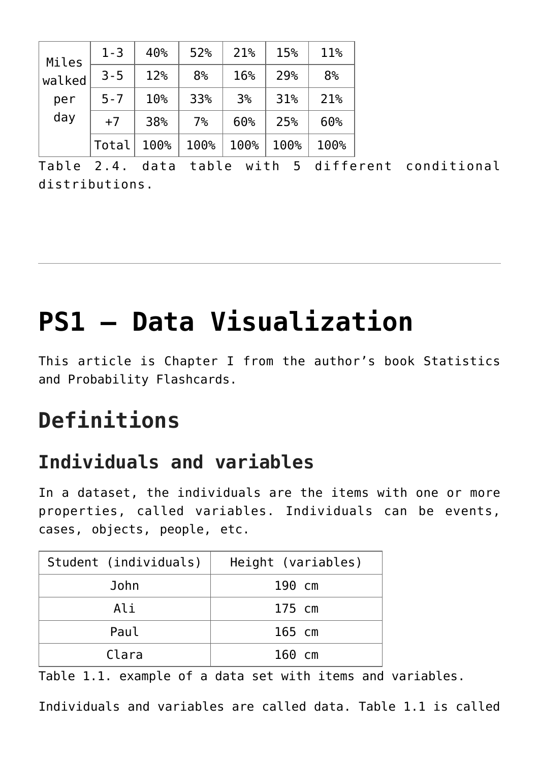| Miles walked per day | 1-3 | 40% | 52% | 21% | 15% | 11% |
|---|---|---|---|---|---|---|
| | 3-5 | 12% | 8% | 16% | 29% | 8% |
| | 5-7 | 10% | 33% | 3% | 31% | 21% |
| | +7 | 38% | 7% | 60% | 25% | 60% |
| | Total | 100% | 100% | 100% | 100% | 100% |

Table 2.4. data table with 5 different conditional distributions.

---

# PS1 – Data Visualization

This article is Chapter I from the author's book Statistics and Probability Flashcards.

## Definitions

### Individuals and variables

In a dataset, the individuals are the items with one or more properties, called variables. Individuals can be events, cases, objects, people, etc.

| Student (individuals) | Height (variables) |
|---|---|
| John | 190 cm |
| Ali | 175 cm |
| Paul | 165 cm |
| Clara | 160 cm |

Table 1.1. example of a data set with items and variables.

Individuals and variables are called data. Table 1.1 is called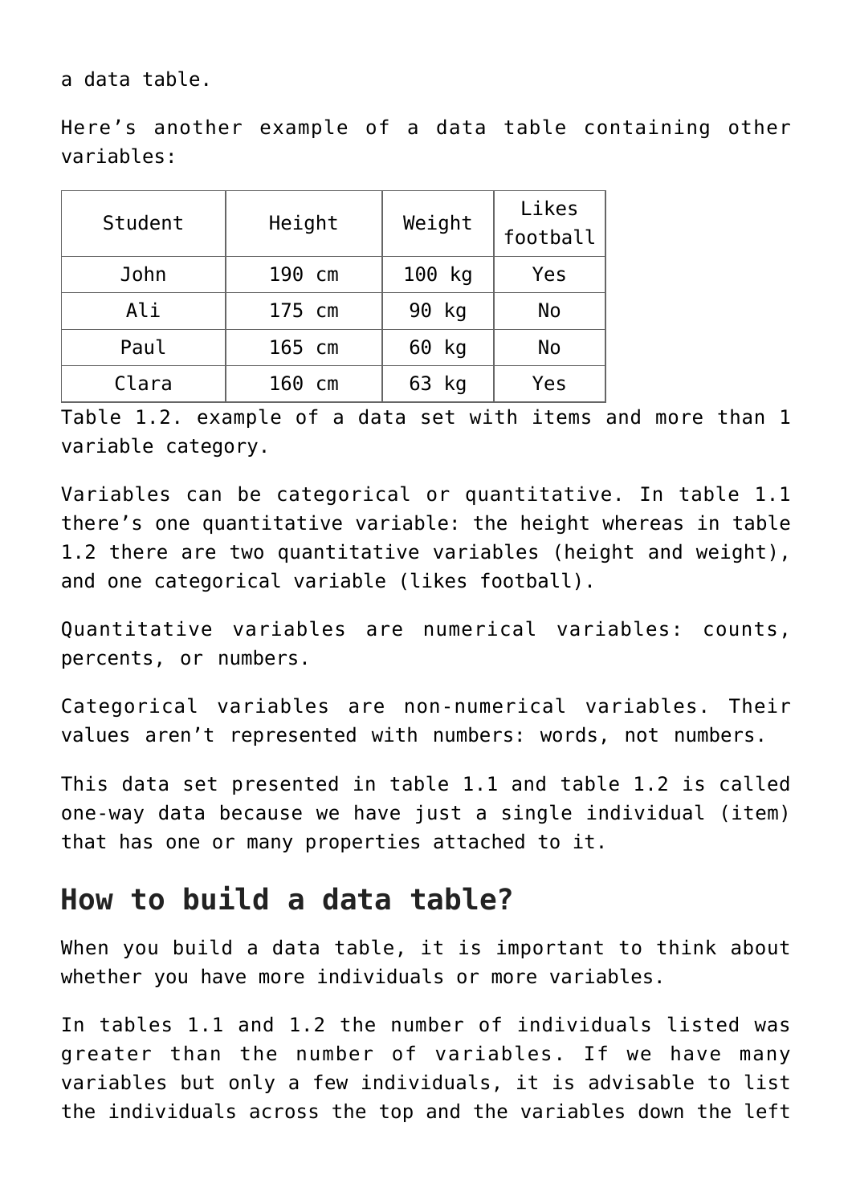a data table.

Here's another example of a data table containing other variables:

| Student | Height | Weight | Likes football |
| --- | --- | --- | --- |
| John | 190 cm | 100 kg | Yes |
| Ali | 175 cm | 90 kg | No |
| Paul | 165 cm | 60 kg | No |
| Clara | 160 cm | 63 kg | Yes |

Table 1.2. example of a data set with items and more than 1 variable category.

Variables can be categorical or quantitative. In table 1.1 there's one quantitative variable: the height whereas in table 1.2 there are two quantitative variables (height and weight), and one categorical variable (likes football).

Quantitative variables are numerical variables: counts, percents, or numbers.

Categorical variables are non-numerical variables. Their values aren't represented with numbers: words, not numbers.

This data set presented in table 1.1 and table 1.2 is called one-way data because we have just a single individual (item) that has one or many properties attached to it.

## How to build a data table?

When you build a data table, it is important to think about whether you have more individuals or more variables.

In tables 1.1 and 1.2 the number of individuals listed was greater than the number of variables. If we have many variables but only a few individuals, it is advisable to list the individuals across the top and the variables down the left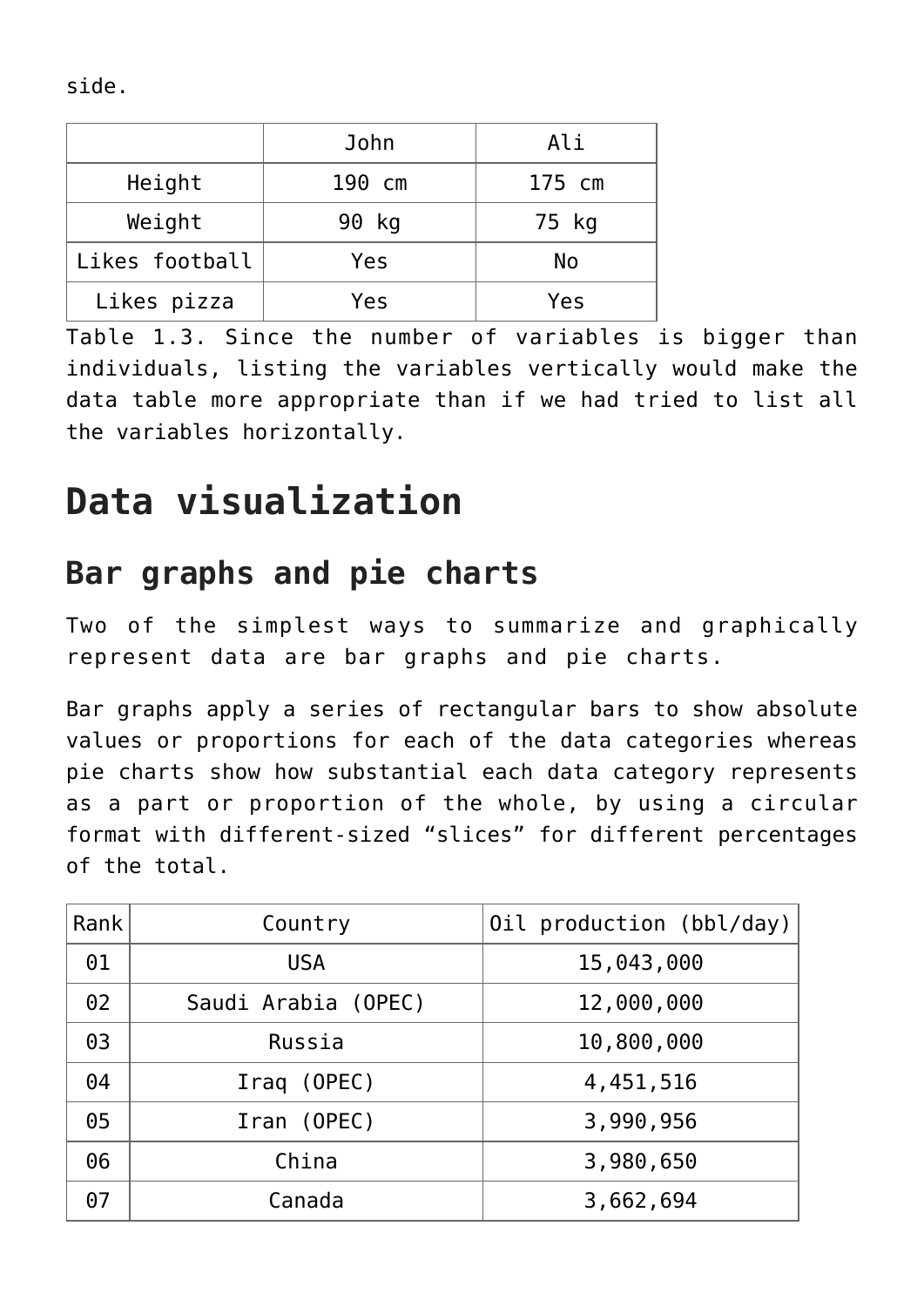side.

| | John | Ali |
|---|---|---|
| Height | 190 cm | 175 cm |
| Weight | 90 kg | 75 kg |
| Likes football | Yes | No |
| Likes pizza | Yes | Yes |

Table 1.3. Since the number of variables is bigger than individuals, listing the variables vertically would make the data table more appropriate than if we had tried to list all the variables horizontally.

# Data visualization

## Bar graphs and pie charts

Two of the simplest ways to summarize and graphically represent data are bar graphs and pie charts.

Bar graphs apply a series of rectangular bars to show absolute values or proportions for each of the data categories whereas pie charts show how substantial each data category represents as a part or proportion of the whole, by using a circular format with different-sized "slices" for different percentages of the total.

| Rank | Country | Oil production (bbl/day) |
|---|---|---|
| 01 | USA | 15,043,000 |
| 02 | Saudi Arabia (OPEC) | 12,000,000 |
| 03 | Russia | 10,800,000 |
| 04 | Iraq (OPEC) | 4,451,516 |
| 05 | Iran (OPEC) | 3,990,956 |
| 06 | China | 3,980,650 |
| 07 | Canada | 3,662,694 |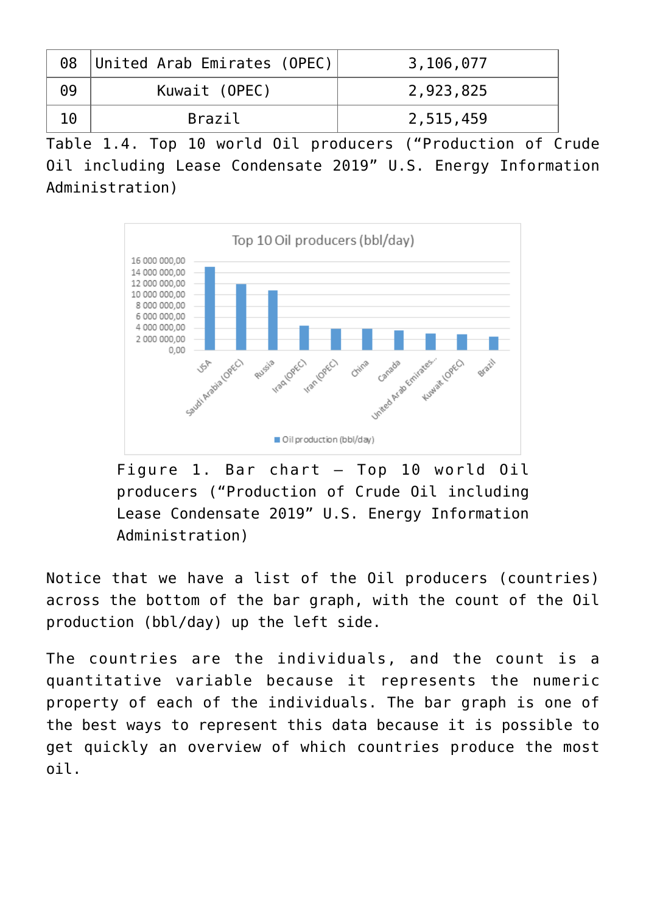| 08 | United Arab Emirates (OPEC) | 3,106,077 |
|---|---|---|
| 09 | Kuwait (OPEC) | 2,923,825 |
| 10 | Brazil | 2,515,459 |

Table 1.4. Top 10 world Oil producers ("Production of Crude Oil including Lease Condensate 2019" U.S. Energy Information Administration)

Figure 1. Bar chart – Top 10 world Oil producers ("Production of Crude Oil including Lease Condensate 2019" U.S. Energy Information Administration)

Notice that we have a list of the Oil producers (countries) across the bottom of the bar graph, with the count of the Oil production (bbl/day) up the left side.

The countries are the individuals, and the count is a quantitative variable because it represents the numeric property of each of the individuals. The bar graph is one of the best ways to represent this data because it is possible to get quickly an overview of which countries produce the most oil.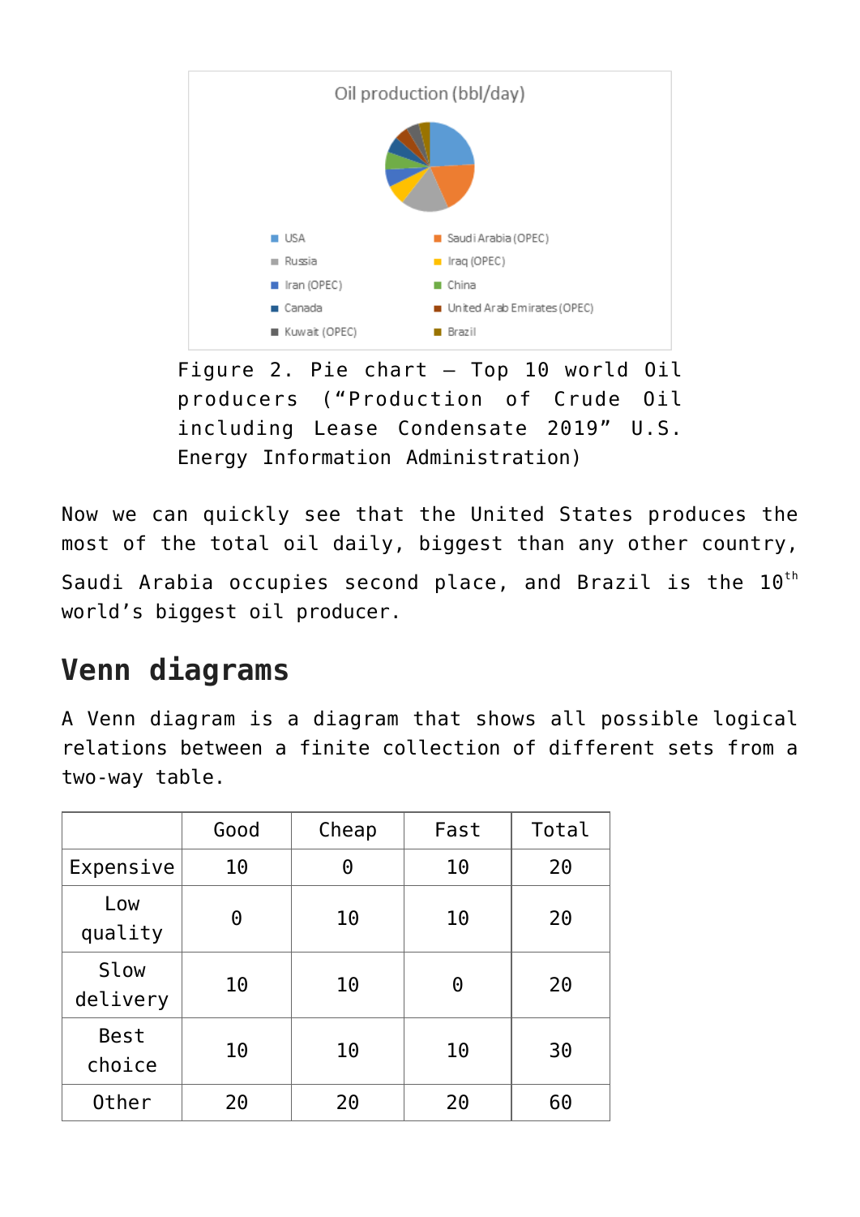Figure 2. Pie chart – Top 10 world Oil producers ("Production of Crude Oil including Lease Condensate 2019" U.S. Energy Information Administration)

Now we can quickly see that the United States produces the most of the total oil daily, biggest than any other country, Saudi Arabia occupies second place, and Brazil is the 10th world's biggest oil producer.

## Venn diagrams

A Venn diagram is a diagram that shows all possible logical relations between a finite collection of different sets from a two-way table.

| | Good | Cheap | Fast | Total |
|---|---|---|---|---|
| Expensive | 10 | 0 | 10 | 20 |
| Low quality | 0 | 10 | 10 | 20 |
| Slow delivery | 10 | 10 | 0 | 20 |
| Best choice | 10 | 10 | 10 | 30 |
| Other | 20 | 20 | 20 | 60 |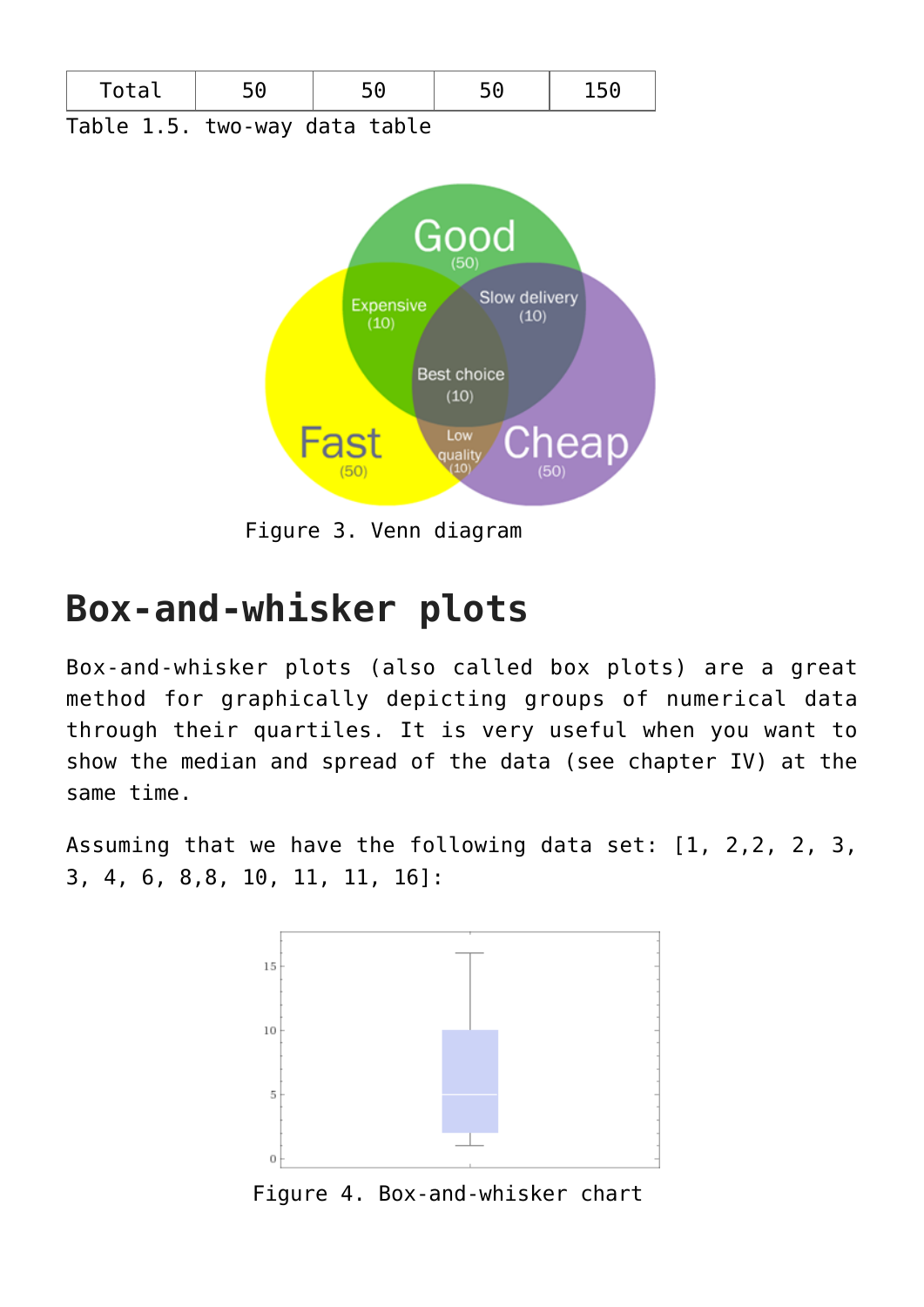| Total | 50 | 50 | 50 | 150 |
|---|---|---|---|---|

Table 1.5. two-way data table

Figure 3. Venn diagram

## Box-and-whisker plots

Box-and-whisker plots (also called box plots) are a great method for graphically depicting groups of numerical data through their quartiles. It is very useful when you want to show the median and spread of the data (see chapter IV) at the same time.

Assuming that we have the following data set: [1, 2,2, 2, 3, 3, 4, 6, 8,8, 10, 11, 11, 16]:

Figure 4. Box-and-whisker chart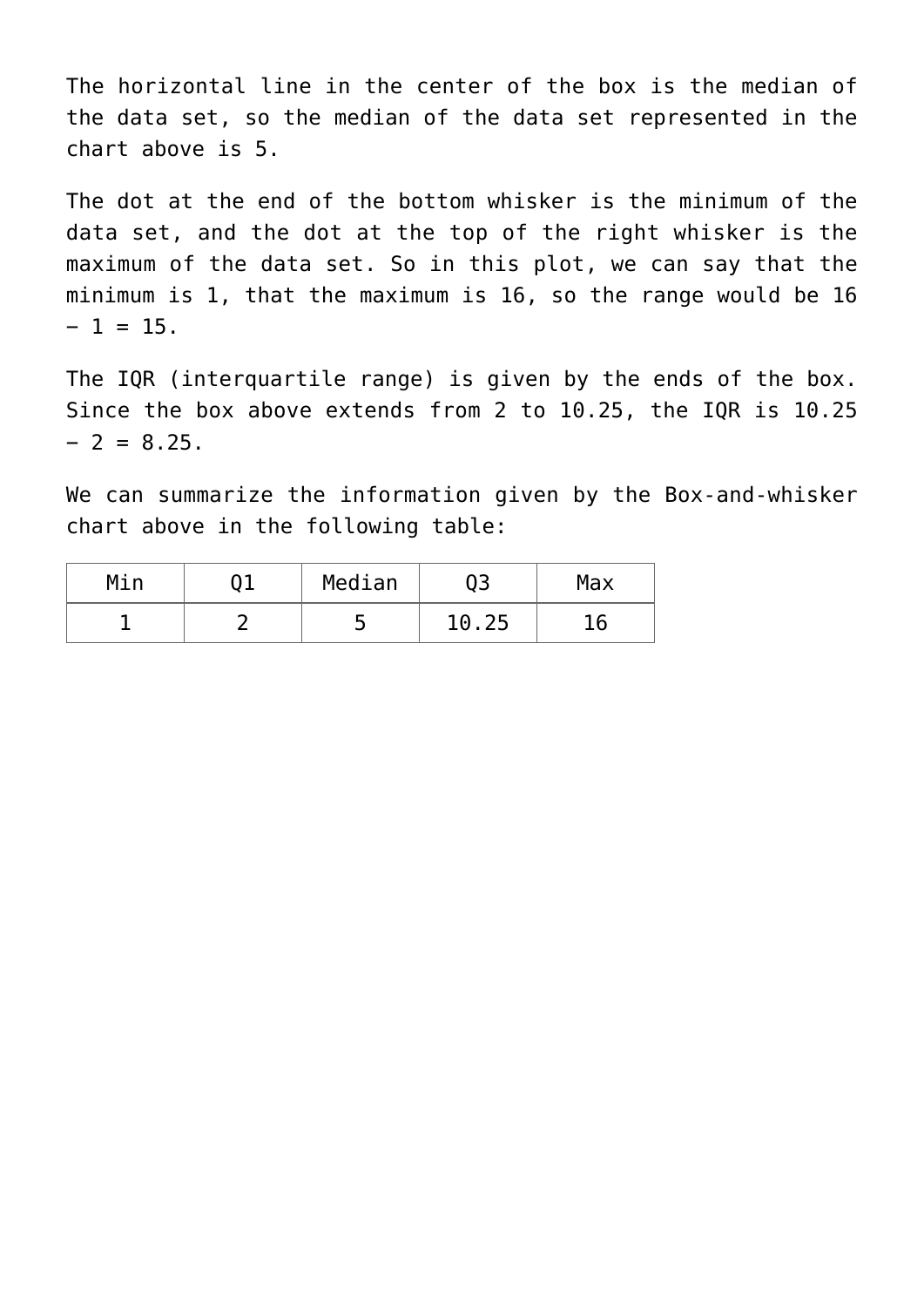The horizontal line in the center of the box is the median of the data set, so the median of the data set represented in the chart above is 5.

The dot at the end of the bottom whisker is the minimum of the data set, and the dot at the top of the right whisker is the maximum of the data set. So in this plot, we can say that the minimum is 1, that the maximum is 16, so the range would be 16 − 1 = 15.

The IQR (interquartile range) is given by the ends of the box. Since the box above extends from 2 to 10.25, the IQR is 10.25 − 2 = 8.25.

We can summarize the information given by the Box-and-whisker chart above in the following table:

| Min | Q1 | Median | Q3 | Max |
|---|---|---|---|---|
| 1 | 2 | 5 | 10.25 | 16 |